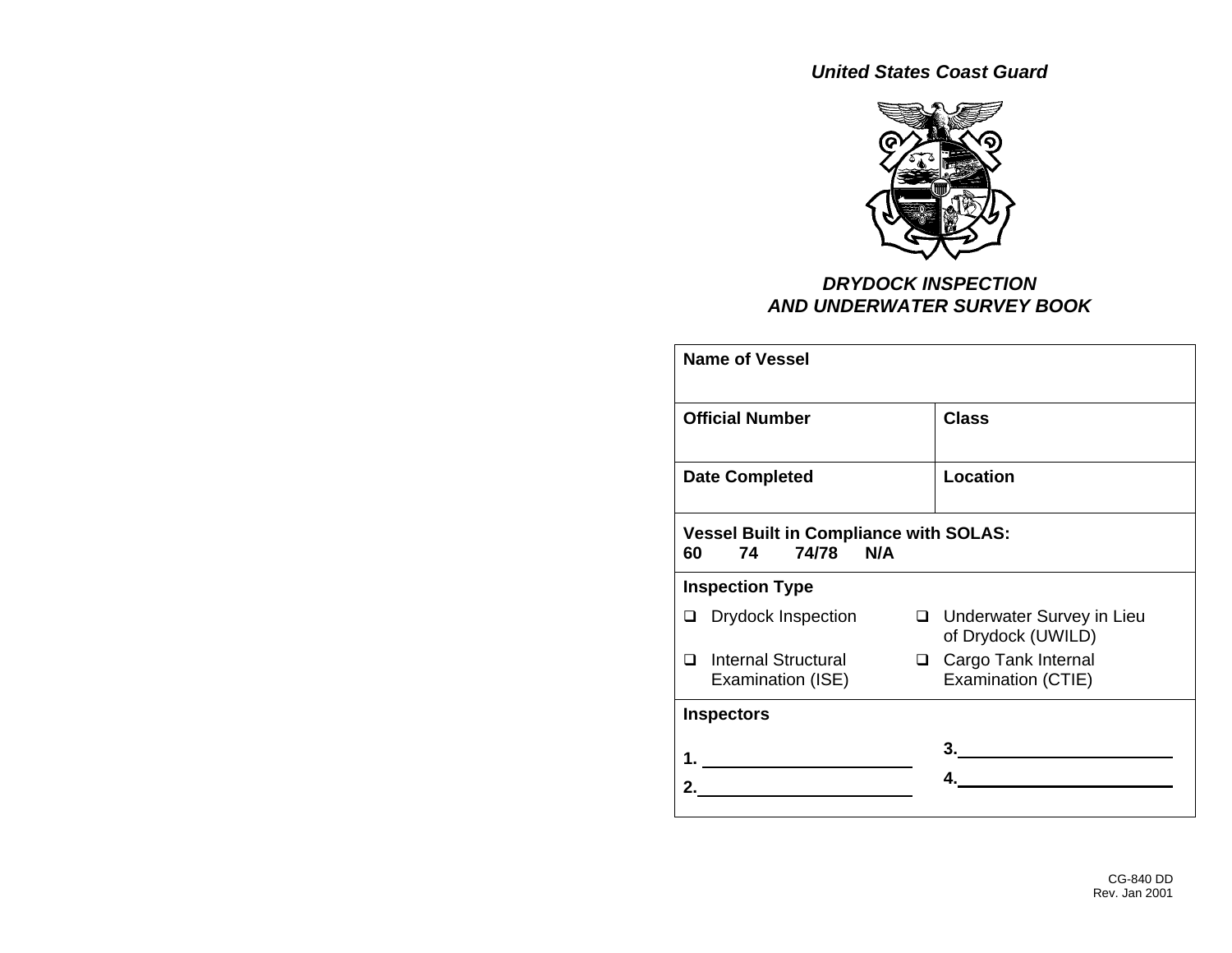***United States Coast Guard***

## ***DRYDOCK INSPECTION AND UNDERWATER SURVEY BOOK***

| **Name of Vessel** | |
|---|---|
| **Official Number** | **Class** |
| **Date Completed** | **Location** |
| **Vessel Built in Compliance with SOLAS:** **60 74 74/78 N/A** | |
| **Inspection Type** | |
| ❑ Drydock Inspection | ❑ Underwater Survey in Lieu of Drydock (UWILD) |
| ❑ Internal Structural Examination (ISE) | ❑ Cargo Tank Internal Examination (CTIE) |
| **Inspectors** | |
| **1.** ______________________ | **3.** ______________________ |
| **2.** ______________________ | **4.** ______________________ |

CG-840 DD
Rev. Jan 2001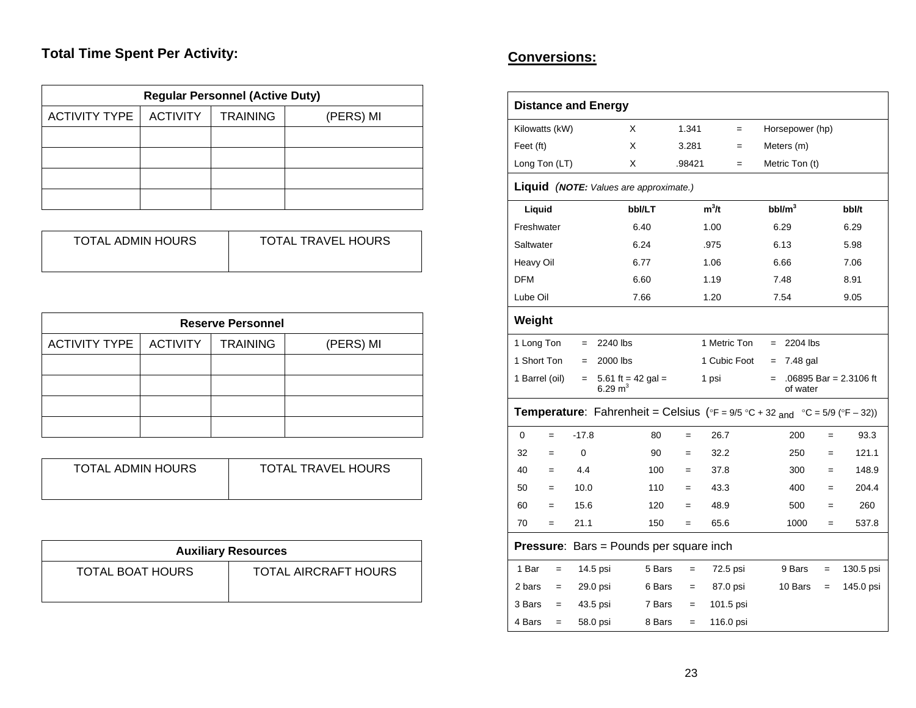## Total Time Spent Per Activity:

| Regular Personnel (Active Duty) | | | |
|---|---|---|---|
| ACTIVITY TYPE | ACTIVITY | TRAINING | (PERS) MI |
| | | | |
| | | | |
| | | | |
| | | | |

| TOTAL ADMIN HOURS | TOTAL TRAVEL HOURS |
|---|---|
| | |

| Reserve Personnel | | | |
|---|---|---|---|
| ACTIVITY TYPE | ACTIVITY | TRAINING | (PERS) MI |
| | | | |
| | | | |
| | | | |
| | | | |

| TOTAL ADMIN HOURS | TOTAL TRAVEL HOURS |
|---|---|
| | |

| Auxiliary Resources | |
|---|---|
| TOTAL BOAT HOURS | TOTAL AIRCRAFT HOURS |
| | |

## Conversions:

**Distance and Energy**

| | | | | |
|---|---|---|---|---|
| Kilowatts (kW) | X | 1.341 | = | Horsepower (hp) |
| Feet (ft) | X | 3.281 | = | Meters (m) |
| Long Ton (LT) | X | .98421 | = | Metric Ton (t) |

**Liquid** *(**NOTE:** Values are approximate.)*

| Liquid | bbl/LT | $m^3$/t | bbl/$m^3$ | bbl/t |
|---|---|---|---|---|
| Freshwater | 6.40 | 1.00 | 6.29 | 6.29 |
| Saltwater | 6.24 | .975 | 6.13 | 5.98 |
| Heavy Oil | 6.77 | 1.06 | 6.66 | 7.06 |
| DFM | 6.60 | 1.19 | 7.48 | 8.91 |
| Lube Oil | 7.66 | 1.20 | 7.54 | 9.05 |

**Weight**

| | | | | | |
|---|---|---|---|---|---|
| 1 Long Ton | = | 2240 lbs | 1 Metric Ton | = | 2204 lbs |
| 1 Short Ton | = | 2000 lbs | 1 Cubic Foot | = | 7.48 gal |
| 1 Barrel (oil) | = | 5.61 ft = 42 gal = 6.29 $m^3$ | 1 psi | = | .06895 Bar = 2.3106 ft of water |

**Temperature**: Fahrenheit = Celsius (°F = 9/5 °C + 32 and °C = 5/9 (°F – 32))

| | | | | | | | | |
|---|---|---|---|---|---|---|---|---|
| 0 | = | -17.8 | 80 | = | 26.7 | 200 | = | 93.3 |
| 32 | = | 0 | 90 | = | 32.2 | 250 | = | 121.1 |
| 40 | = | 4.4 | 100 | = | 37.8 | 300 | = | 148.9 |
| 50 | = | 10.0 | 110 | = | 43.3 | 400 | = | 204.4 |
| 60 | = | 15.6 | 120 | = | 48.9 | 500 | = | 260 |
| 70 | = | 21.1 | 150 | = | 65.6 | 1000 | = | 537.8 |

**Pressure**: Bars = Pounds per square inch

| | | | | | | | | |
|---|---|---|---|---|---|---|---|---|
| 1 Bar | = | 14.5 psi | 5 Bars | = | 72.5 psi | 9 Bars | = | 130.5 psi |
| 2 bars | = | 29.0 psi | 6 Bars | = | 87.0 psi | 10 Bars | = | 145.0 psi |
| 3 Bars | = | 43.5 psi | 7 Bars | = | 101.5 psi | | | |
| 4 Bars | = | 58.0 psi | 8 Bars | = | 116.0 psi | | | |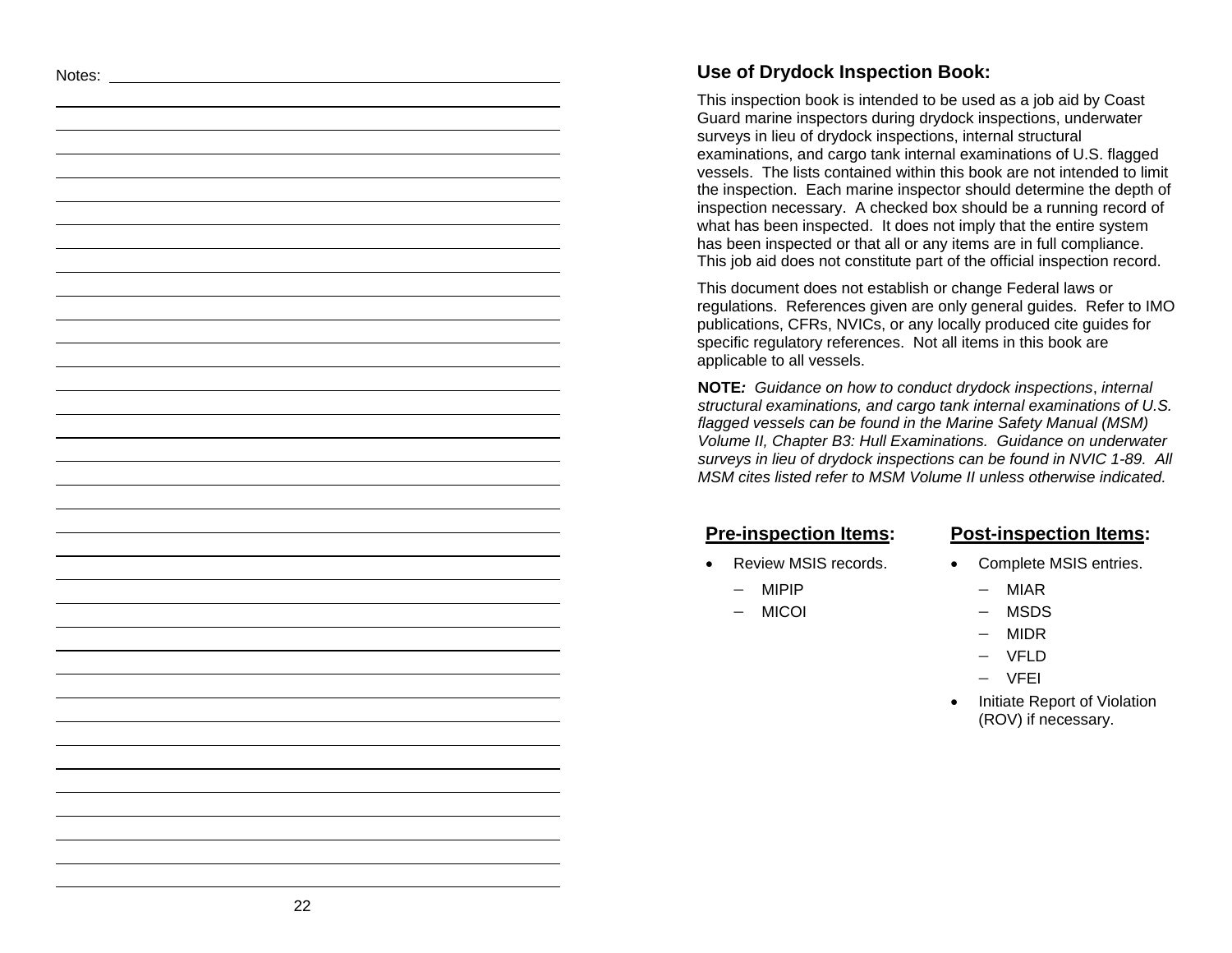Notes:

## Use of Drydock Inspection Book:

This inspection book is intended to be used as a job aid by Coast Guard marine inspectors during drydock inspections, underwater surveys in lieu of drydock inspections, internal structural examinations, and cargo tank internal examinations of U.S. flagged vessels. The lists contained within this book are not intended to limit the inspection. Each marine inspector should determine the depth of inspection necessary. A checked box should be a running record of what has been inspected. It does not imply that the entire system has been inspected or that all or any items are in full compliance. This job aid does not constitute part of the official inspection record.

This document does not establish or change Federal laws or regulations. References given are only general guides. Refer to IMO publications, CFRs, NVICs, or any locally produced cite guides for specific regulatory references. Not all items in this book are applicable to all vessels.

**NOTE***: Guidance on how to conduct drydock inspections, internal structural examinations, and cargo tank internal examinations of U.S. flagged vessels can be found in the Marine Safety Manual (MSM) Volume II, Chapter B3: Hull Examinations. Guidance on underwater surveys in lieu of drydock inspections can be found in NVIC 1-89. All MSM cites listed refer to MSM Volume II unless otherwise indicated.*

### Pre-inspection Items:

- Review MSIS records.
  - MIPIP
  - MICOI

### Post-inspection Items:

- Complete MSIS entries.
  - MIAR
  - MSDS
  - MIDR
  - VFLD
  - VFEI
- Initiate Report of Violation (ROV) if necessary.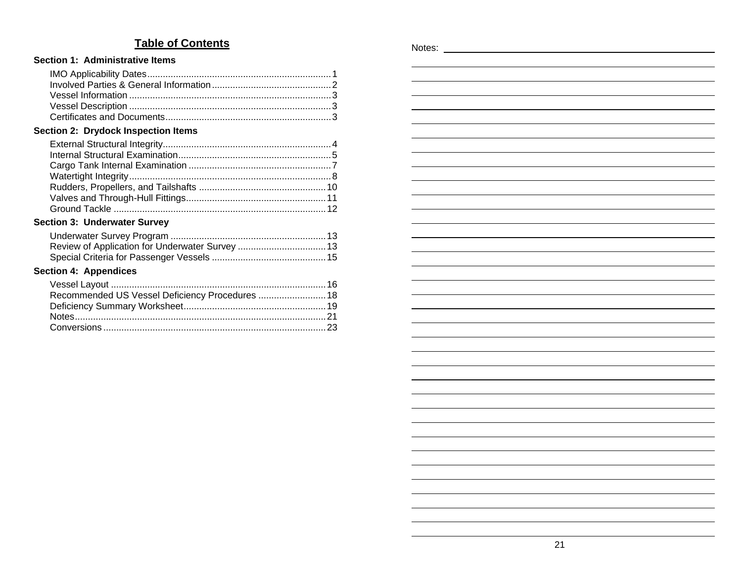## Table of Contents

### Section 1: Administrative Items

IMO Applicability Dates ........................................ 1
Involved Parties & General Information ........................................ 2
Vessel Information ........................................ 3
Vessel Description ........................................ 3
Certificates and Documents ........................................ 3

### Section 2: Drydock Inspection Items

External Structural Integrity ........................................ 4
Internal Structural Examination ........................................ 5
Cargo Tank Internal Examination ........................................ 7
Watertight Integrity ........................................ 8
Rudders, Propellers, and Tailshafts ........................................ 10
Valves and Through-Hull Fittings ........................................ 11
Ground Tackle ........................................ 12

### Section 3: Underwater Survey

Underwater Survey Program ........................................ 13
Review of Application for Underwater Survey ........................................ 13
Special Criteria for Passenger Vessels ........................................ 15

### Section 4: Appendices

Vessel Layout ........................................ 16
Recommended US Vessel Deficiency Procedures ........................................ 18
Deficiency Summary Worksheet ........................................ 19
Notes ........................................ 21
Conversions ........................................ 23

Notes: ______________________________________________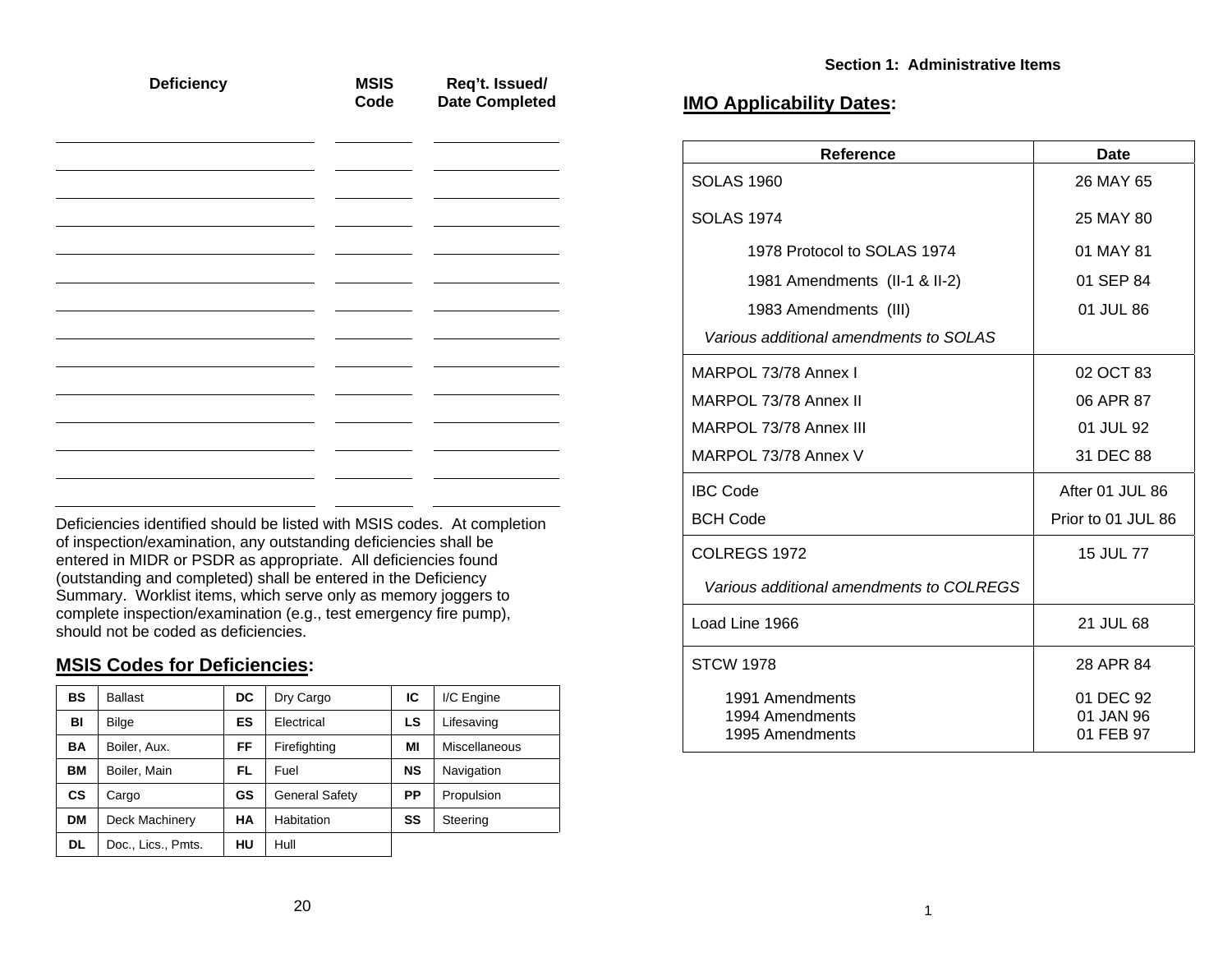| Deficiency | MSIS Code | Req't. Issued/ Date Completed |
|---|---|---|
| | | |
| | | |
| | | |
| | | |
| | | |
| | | |
| | | |
| | | |
| | | |
| | | |
| | | |
| | | |
| | | |

Deficiencies identified should be listed with MSIS codes. At completion of inspection/examination, any outstanding deficiencies shall be entered in MIDR or PSDR as appropriate. All deficiencies found (outstanding and completed) shall be entered in the Deficiency Summary. Worklist items, which serve only as memory joggers to complete inspection/examination (e.g., test emergency fire pump), should not be coded as deficiencies.

## MSIS Codes for Deficiencies:

| | | | | | |
|---|---|---|---|---|---|
| **BS** | Ballast | **DC** | Dry Cargo | **IC** | I/C Engine |
| **BI** | Bilge | **ES** | Electrical | **LS** | Lifesaving |
| **BA** | Boiler, Aux. | **FF** | Firefighting | **MI** | Miscellaneous |
| **BM** | Boiler, Main | **FL** | Fuel | **NS** | Navigation |
| **CS** | Cargo | **GS** | General Safety | **PP** | Propulsion |
| **DM** | Deck Machinery | **HA** | Habitation | **SS** | Steering |
| **DL** | Doc., Lics., Pmts. | **HU** | Hull | | |

# Section 1: Administrative Items

## IMO Applicability Dates:

| Reference | Date |
|---|---|
| SOLAS 1960 | 26 MAY 65 |
| SOLAS 1974 | 25 MAY 80 |
| 1978 Protocol to SOLAS 1974 | 01 MAY 81 |
| 1981 Amendments (II-1 & II-2) | 01 SEP 84 |
| 1983 Amendments (III) | 01 JUL 86 |
| *Various additional amendments to SOLAS* | |
| MARPOL 73/78 Annex I | 02 OCT 83 |
| MARPOL 73/78 Annex II | 06 APR 87 |
| MARPOL 73/78 Annex III | 01 JUL 92 |
| MARPOL 73/78 Annex V | 31 DEC 88 |
| IBC Code | After 01 JUL 86 |
| BCH Code | Prior to 01 JUL 86 |
| COLREGS 1972 | 15 JUL 77 |
| *Various additional amendments to COLREGS* | |
| Load Line 1966 | 21 JUL 68 |
| STCW 1978 | 28 APR 84 |
| 1991 Amendments | 01 DEC 92 |
| 1994 Amendments | 01 JAN 96 |
| 1995 Amendments | 01 FEB 97 |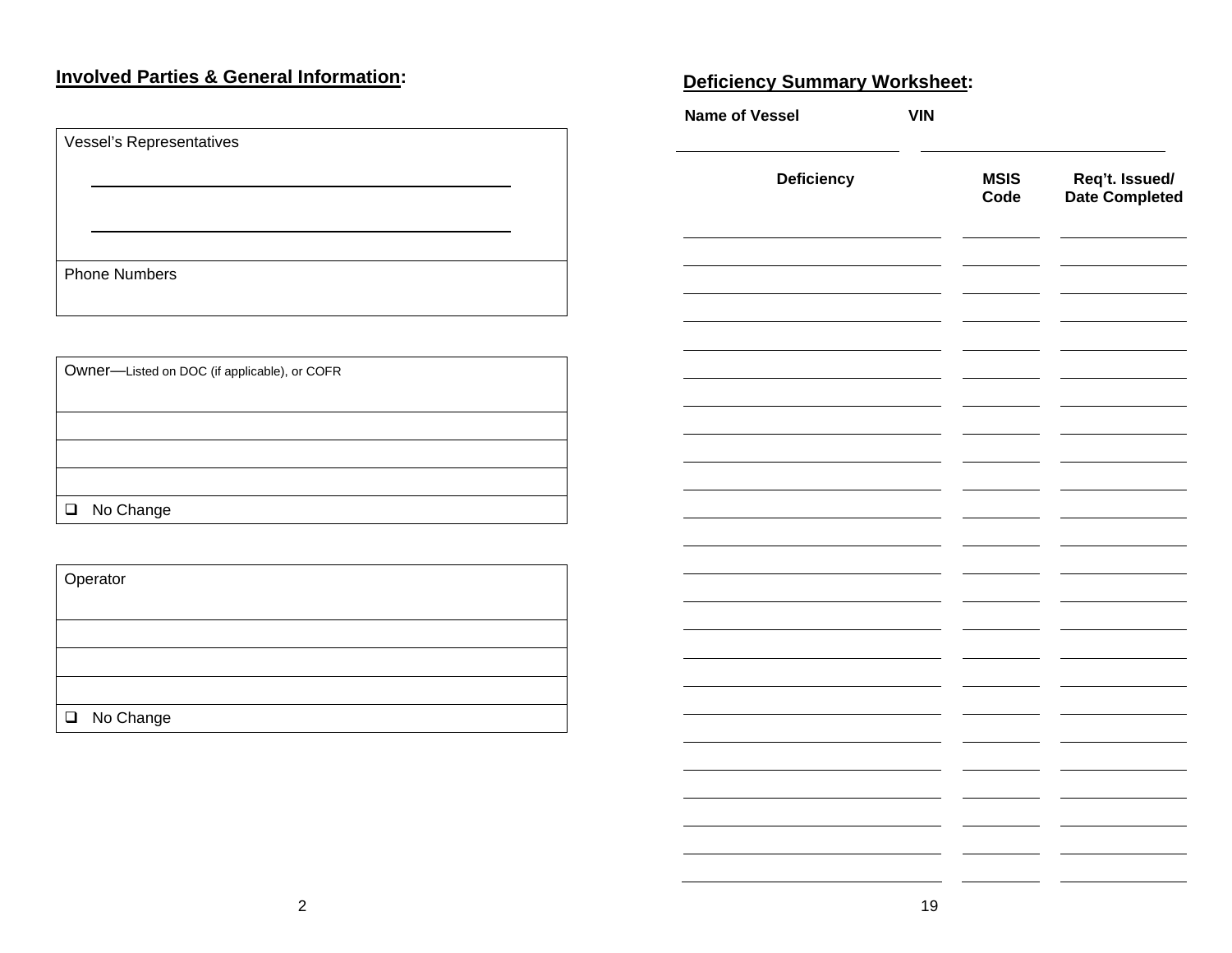## Involved Parties & General Information:

| Vessel's Representatives |
| --- |
| ______________________________ |
| ______________________________ |
| Phone Numbers |

| Owner—Listed on DOC (if applicable), or COFR |
| --- |
| |
| |
| |
| ❑ No Change |

| Operator |
| --- |
| |
| |
| |
| ❑ No Change |

## Deficiency Summary Worksheet:

**Name of Vessel** ______________________ **VIN** ______________________

| Deficiency | MSIS Code | Req't. Issued/ Date Completed |
| --- | --- | --- |
| | | |
| | | |
| | | |
| | | |
| | | |
| | | |
| | | |
| | | |
| | | |
| | | |
| | | |
| | | |
| | | |
| | | |
| | | |
| | | |
| | | |
| | | |
| | | |
| | | |
| | | |
| | | |
| | | |
| | | |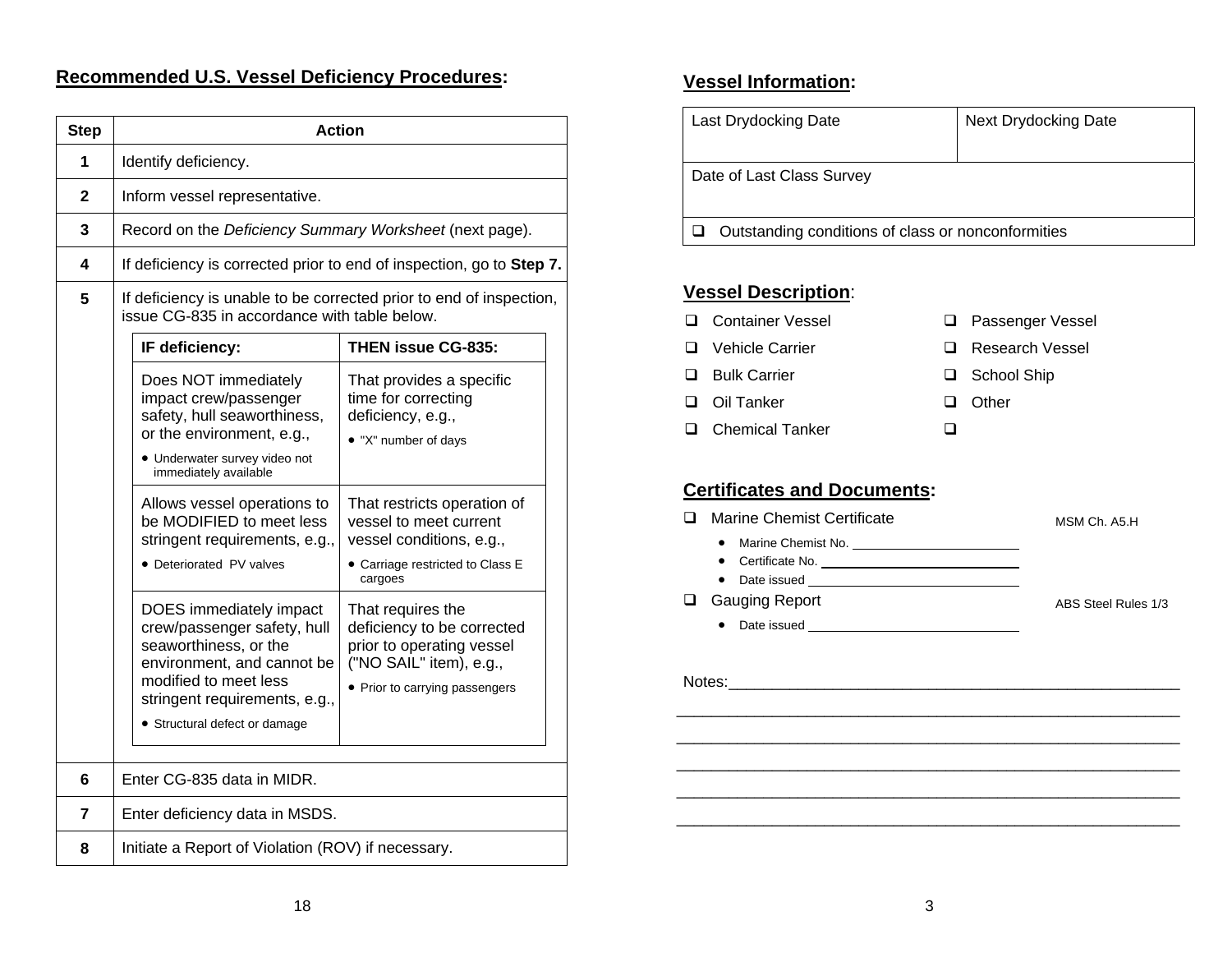## Recommended U.S. Vessel Deficiency Procedures:

| Step | Action |
|---|---|
| 1 | Identify deficiency. |
| 2 | Inform vessel representative. |
| 3 | Record on the *Deficiency Summary Worksheet* (next page). |
| 4 | If deficiency is corrected prior to end of inspection, go to **Step 7.** |
| 5 | If deficiency is unable to be corrected prior to end of inspection, issue CG-835 in accordance with table below. |
| 6 | Enter CG-835 data in MIDR. |
| 7 | Enter deficiency data in MSDS. |
| 8 | Initiate a Report of Violation (ROV) if necessary. |

Table for Step 5:

| IF deficiency: | THEN issue CG-835: |
|---|---|
| Does NOT immediately impact crew/passenger safety, hull seaworthiness, or the environment, e.g.,<br>• Underwater survey video not immediately available | That provides a specific time for correcting deficiency, e.g.,<br>• "X" number of days |
| Allows vessel operations to be MODIFIED to meet less stringent requirements, e.g.,<br>• Deteriorated PV valves | That restricts operation of vessel to meet current vessel conditions, e.g.,<br>• Carriage restricted to Class E cargoes |
| DOES immediately impact crew/passenger safety, hull seaworthiness, or the environment, and cannot be modified to meet less stringent requirements, e.g.,<br>• Structural defect or damage | That requires the deficiency to be corrected prior to operating vessel ("NO SAIL" item), e.g.,<br>• Prior to carrying passengers |

## Vessel Information:

| Last Drydocking Date | Next Drydocking Date |
|---|---|
| Date of Last Class Survey | |
| ❑ Outstanding conditions of class or nonconformities | |

## Vessel Description:

- ❑ Container Vessel
- ❑ Vehicle Carrier
- ❑ Bulk Carrier
- ❑ Oil Tanker
- ❑ Chemical Tanker
- ❑ Passenger Vessel
- ❑ Research Vessel
- ❑ School Ship
- ❑ Other
- ❑

## Certificates and Documents:

❑ Marine Chemist Certificate — MSM Ch. A5.H

- Marine Chemist No. ______________________
- Certificate No. ______________________
- Date issued ______________________

❑ Gauging Report — ABS Steel Rules 1/3

- Date issued ______________________

Notes:_____________________________________________________

___________________________________________________________

___________________________________________________________

___________________________________________________________

___________________________________________________________

___________________________________________________________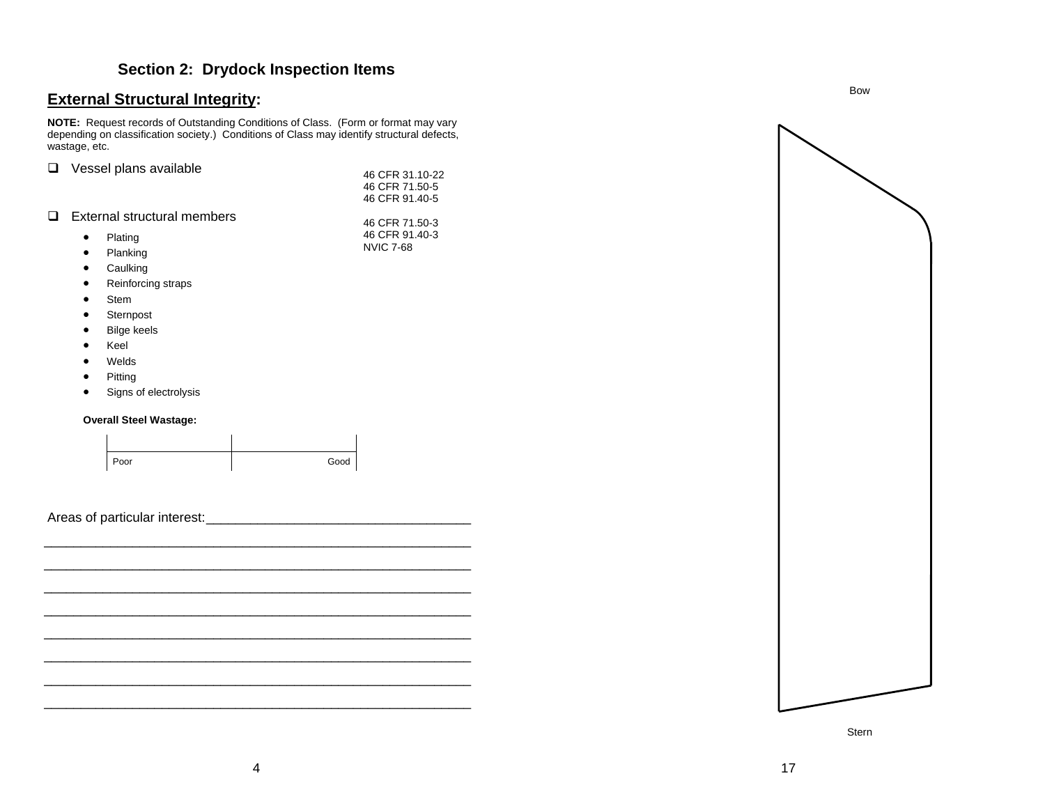## Section 2: Drydock Inspection Items

### External Structural Integrity:

**NOTE:** Request records of Outstanding Conditions of Class. (Form or format may vary depending on classification society.) Conditions of Class may identify structural defects, wastage, etc.

- ☐ Vessel plans available

  46 CFR 31.10-22
  46 CFR 71.50-5
  46 CFR 91.40-5

- ☐ External structural members

  46 CFR 71.50-3
  46 CFR 91.40-3
  NVIC 7-68

  - Plating
  - Planking
  - Caulking
  - Reinforcing straps
  - Stem
  - Sternpost
  - Bilge keels
  - Keel
  - Welds
  - Pitting
  - Signs of electrolysis

**Overall Steel Wastage:**

| Poor | Good |
|---|---|

Areas of particular interest:___________________________________
___________________________________________________________
___________________________________________________________
___________________________________________________________
___________________________________________________________
___________________________________________________________
___________________________________________________________
___________________________________________________________
___________________________________________________________

Bow

Stern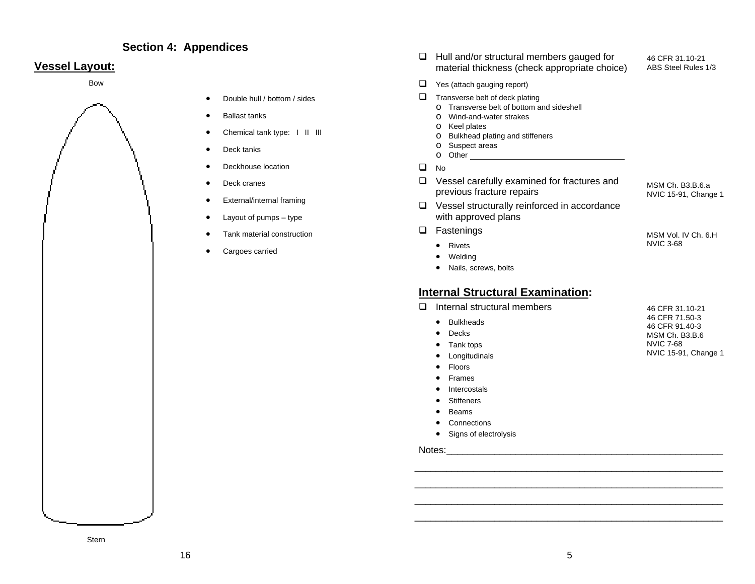## Section 4: Appendices

### Vessel Layout:

Bow

Stern

- Double hull / bottom / sides
- Ballast tanks
- Chemical tank type: I II III
- Deck tanks
- Deckhouse location
- Deck cranes
- External/internal framing
- Layout of pumps – type
- Tank material construction
- Cargoes carried

---

- ❑ Hull and/or structural members gauged for material thickness (check appropriate choice) — 46 CFR 31.10-21; ABS Steel Rules 1/3
- ❑ Yes (attach gauging report)
- ❑ Transverse belt of deck plating
  - o Transverse belt of bottom and sideshell
  - o Wind-and-water strakes
  - o Keel plates
  - o Bulkhead plating and stiffeners
  - o Suspect areas
  - o Other ___________________________________
- ❑ No
- ❑ Vessel carefully examined for fractures and previous fracture repairs — MSM Ch. B3.B.6.a; NVIC 15-91, Change 1
- ❑ Vessel structurally reinforced in accordance with approved plans
- ❑ Fastenings — MSM Vol. IV Ch. 6.H; NVIC 3-68
  - Rivets
  - Welding
  - Nails, screws, bolts

## Internal Structural Examination:

- ❑ Internal structural members — 46 CFR 31.10-21; 46 CFR 71.50-3; 46 CFR 91.40-3; MSM Ch. B3.B.6; NVIC 7-68; NVIC 15-91, Change 1
  - Bulkheads
  - Decks
  - Tank tops
  - Longitudinals
  - Floors
  - Frames
  - Intercostals
  - Stiffeners
  - Beams
  - Connections
  - Signs of electrolysis

Notes:_______________________________________________________

_____________________________________________________________

_____________________________________________________________

_____________________________________________________________

_____________________________________________________________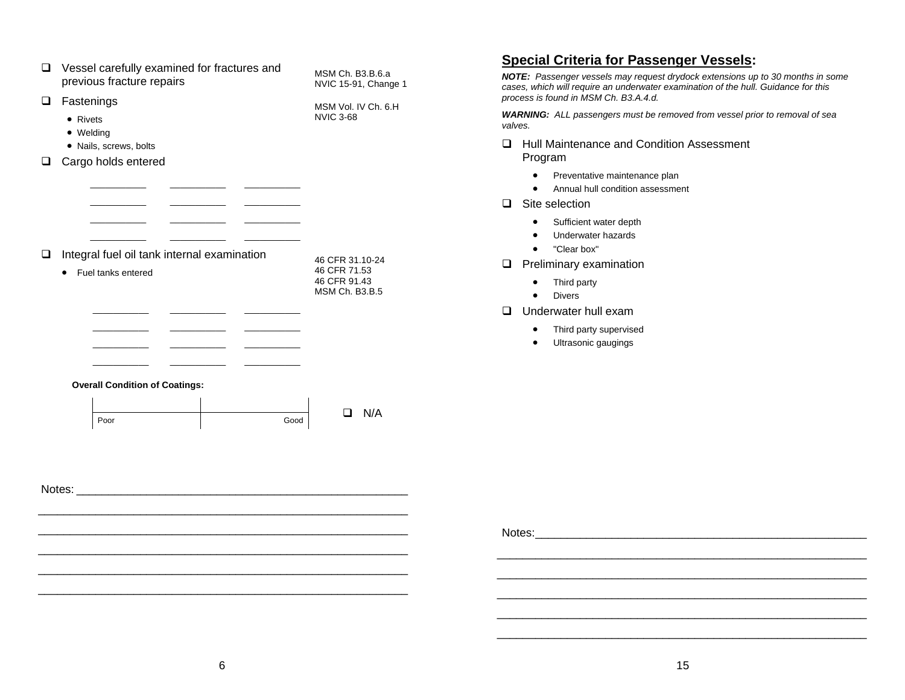- ☐ Vessel carefully examined for fractures and previous fracture repairs — MSM Ch. B3.B.6.a; NVIC 15-91, Change 1
- ☐ Fastenings — MSM Vol. IV Ch. 6.H; NVIC 3-68
  - Rivets
  - Welding
  - Nails, screws, bolts
- ☐ Cargo holds entered

| | | |
|---|---|---|
| __________ | __________ | __________ |
| __________ | __________ | __________ |
| __________ | __________ | __________ |
| __________ | __________ | __________ |

- ☐ Integral fuel oil tank internal examination — 46 CFR 31.10-24; 46 CFR 71.53; 46 CFR 91.43; MSM Ch. B3.B.5
  - Fuel tanks entered

| | | |
|---|---|---|
| __________ | __________ | __________ |
| __________ | __________ | __________ |
| __________ | __________ | __________ |
| __________ | __________ | __________ |

**Overall Condition of Coatings:**

| Poor | Good |
|---|---|
| | |

☐ N/A

Notes: ____________________________________________________

____________________________________________________________

____________________________________________________________

____________________________________________________________

____________________________________________________________

____________________________________________________________

## Special Criteria for Passenger Vessels:

***NOTE:*** *Passenger vessels may request drydock extensions up to 30 months in some cases, which will require an underwater examination of the hull. Guidance for this process is found in MSM Ch. B3.A.4.d.*

***WARNING:*** *ALL passengers must be removed from vessel prior to removal of sea valves.*

- ☐ Hull Maintenance and Condition Assessment Program
  - Preventative maintenance plan
  - Annual hull condition assessment
- ☐ Site selection
  - Sufficient water depth
  - Underwater hazards
  - "Clear box"
- ☐ Preliminary examination
  - Third party
  - Divers
- ☐ Underwater hull exam
  - Third party supervised
  - Ultrasonic gaugings

Notes: ____________________________________________________

____________________________________________________________

____________________________________________________________

____________________________________________________________

____________________________________________________________

____________________________________________________________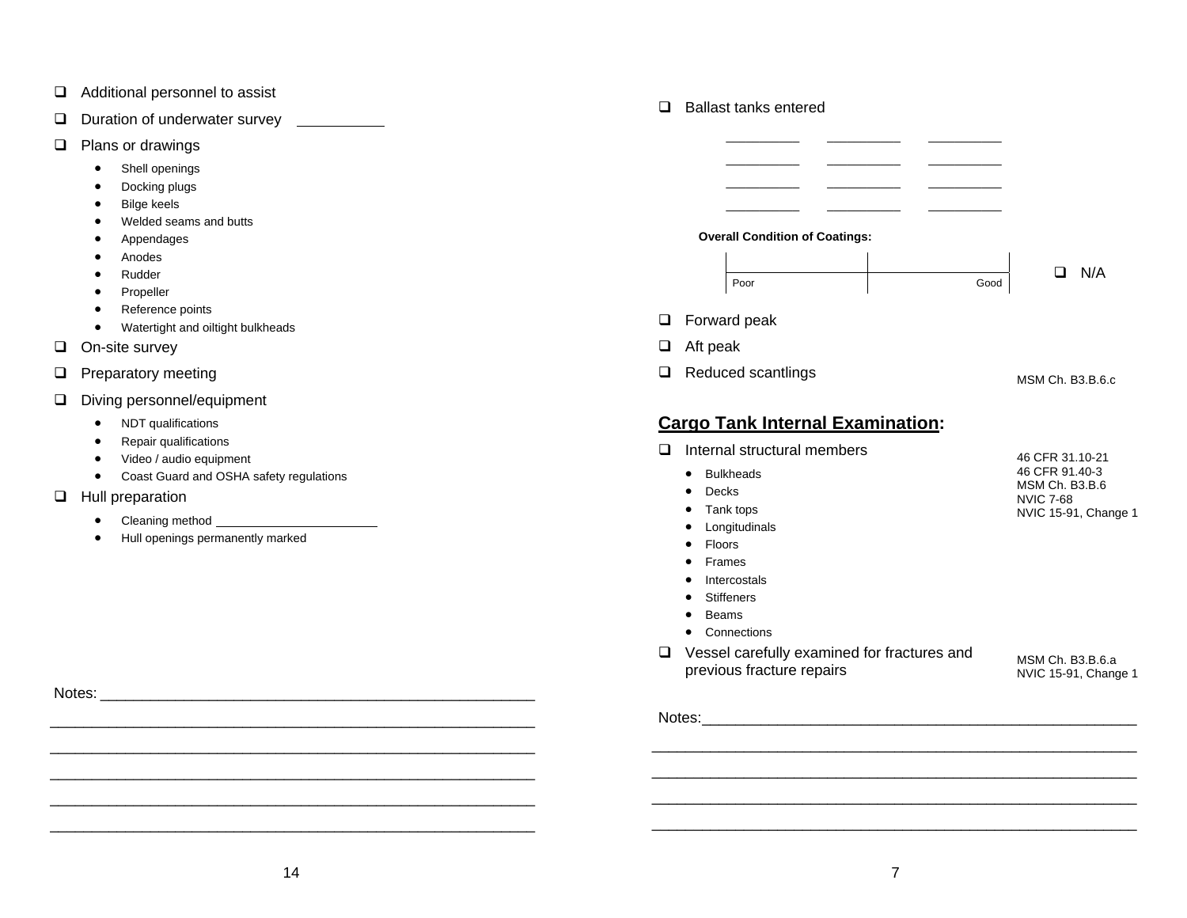- ☐ Additional personnel to assist
- ☐ Duration of underwater survey ___________
- ☐ Plans or drawings
  - Shell openings
  - Docking plugs
  - Bilge keels
  - Welded seams and butts
  - Appendages
  - Anodes
  - Rudder
  - Propeller
  - Reference points
  - Watertight and oiltight bulkheads
- ☐ On-site survey
- ☐ Preparatory meeting
- ☐ Diving personnel/equipment
  - NDT qualifications
  - Repair qualifications
  - Video / audio equipment
  - Coast Guard and OSHA safety regulations
- ☐ Hull preparation
  - Cleaning method ______________________
  - Hull openings permanently marked

Notes: ____________________________________________________

____________________________________________________________

____________________________________________________________

____________________________________________________________

____________________________________________________________

____________________________________________________________

- ☐ Ballast tanks entered

__________ __________ __________

__________ __________ __________

__________ __________ __________

__________ __________ __________

**Overall Condition of Coatings:**

| Poor | Good |
|---|---|
| | |

☐ N/A

- ☐ Forward peak
- ☐ Aft peak
- ☐ Reduced scantlings — MSM Ch. B3.B.6.c

## Cargo Tank Internal Examination:

- ☐ Internal structural members — 46 CFR 31.10-21; 46 CFR 91.40-3; MSM Ch. B3.B.6; NVIC 7-68; NVIC 15-91, Change 1
  - Bulkheads
  - Decks
  - Tank tops
  - Longitudinals
  - Floors
  - Frames
  - Intercostals
  - Stiffeners
  - Beams
  - Connections
- ☐ Vessel carefully examined for fractures and previous fracture repairs — MSM Ch. B3.B.6.a; NVIC 15-91, Change 1

Notes: ____________________________________________________

____________________________________________________________

____________________________________________________________

____________________________________________________________

____________________________________________________________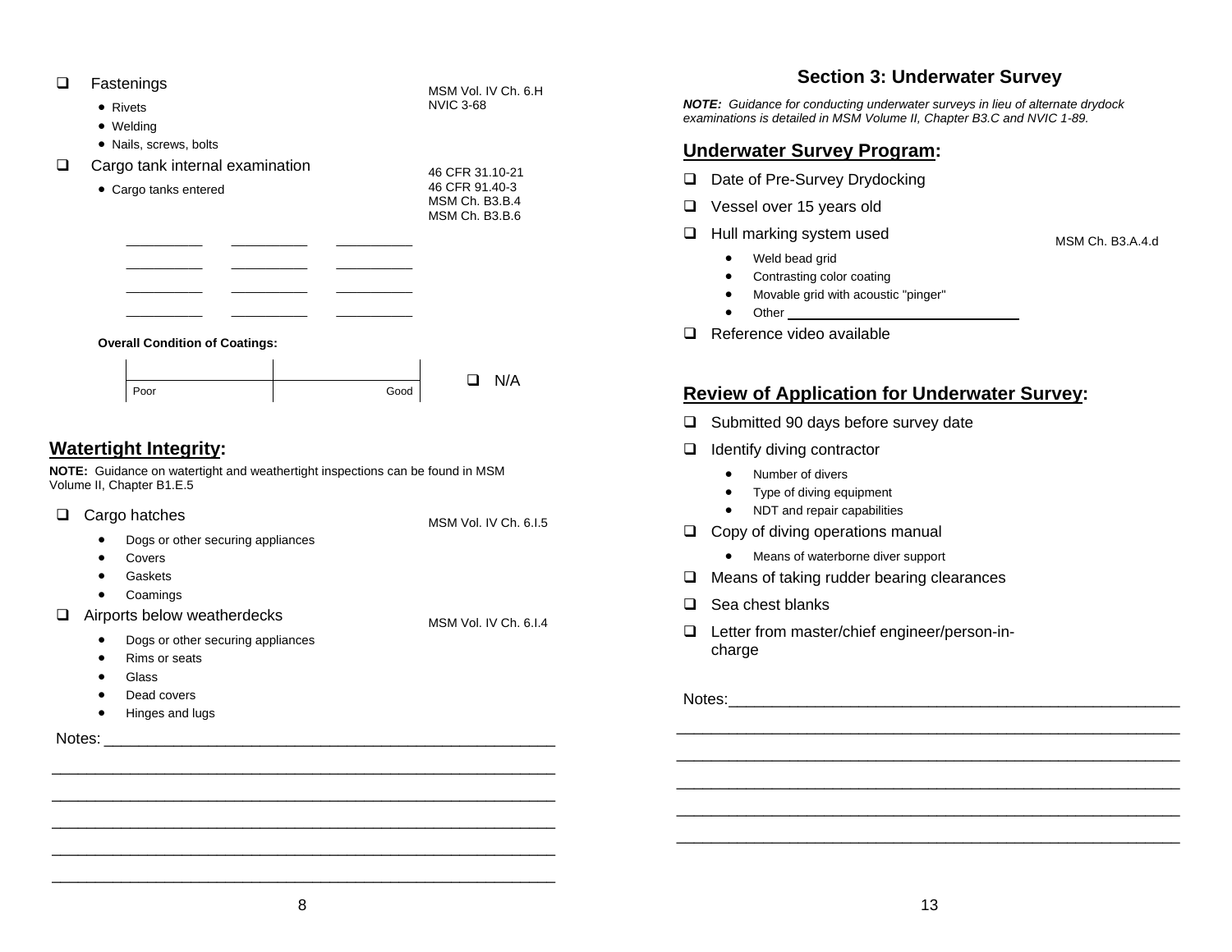- [ ] Fastenings — MSM Vol. IV Ch. 6.H; NVIC 3-68
    - Rivets
    - Welding
    - Nails, screws, bolts
- [ ] Cargo tank internal examination — 46 CFR 31.10-21; 46 CFR 91.40-3; MSM Ch. B3.B.4; MSM Ch. B3.B.6
    - Cargo tanks entered

| | | |
|---|---|---|
| __________ | __________ | __________ |
| __________ | __________ | __________ |
| __________ | __________ | __________ |
| __________ | __________ | __________ |

**Overall Condition of Coatings:**

Poor ———————— Good    ☐ N/A

## Watertight Integrity:

**NOTE:** Guidance on watertight and weathertight inspections can be found in MSM Volume II, Chapter B1.E.5

- [ ] Cargo hatches — MSM Vol. IV Ch. 6.I.5
    - Dogs or other securing appliances
    - Covers
    - Gaskets
    - Coamings
- [ ] Airports below weatherdecks — MSM Vol. IV Ch. 6.I.4
    - Dogs or other securing appliances
    - Rims or seats
    - Glass
    - Dead covers
    - Hinges and lugs

Notes: ____________________________________________________

____________________________________________________________

____________________________________________________________

____________________________________________________________

____________________________________________________________

____________________________________________________________

# Section 3: Underwater Survey

***NOTE:** Guidance for conducting underwater surveys in lieu of alternate drydock examinations is detailed in MSM Volume II, Chapter B3.C and NVIC 1-89.*

## Underwater Survey Program:

- [ ] Date of Pre-Survey Drydocking
- [ ] Vessel over 15 years old
- [ ] Hull marking system used — MSM Ch. B3.A.4.d
    - Weld bead grid
    - Contrasting color coating
    - Movable grid with acoustic "pinger"
    - Other ______________________________
- [ ] Reference video available

## Review of Application for Underwater Survey:

- [ ] Submitted 90 days before survey date
- [ ] Identify diving contractor
    - Number of divers
    - Type of diving equipment
    - NDT and repair capabilities
- [ ] Copy of diving operations manual
    - Means of waterborne diver support
- [ ] Means of taking rudder bearing clearances
- [ ] Sea chest blanks
- [ ] Letter from master/chief engineer/person-in-charge

Notes: ____________________________________________________

____________________________________________________________

____________________________________________________________

____________________________________________________________

____________________________________________________________

____________________________________________________________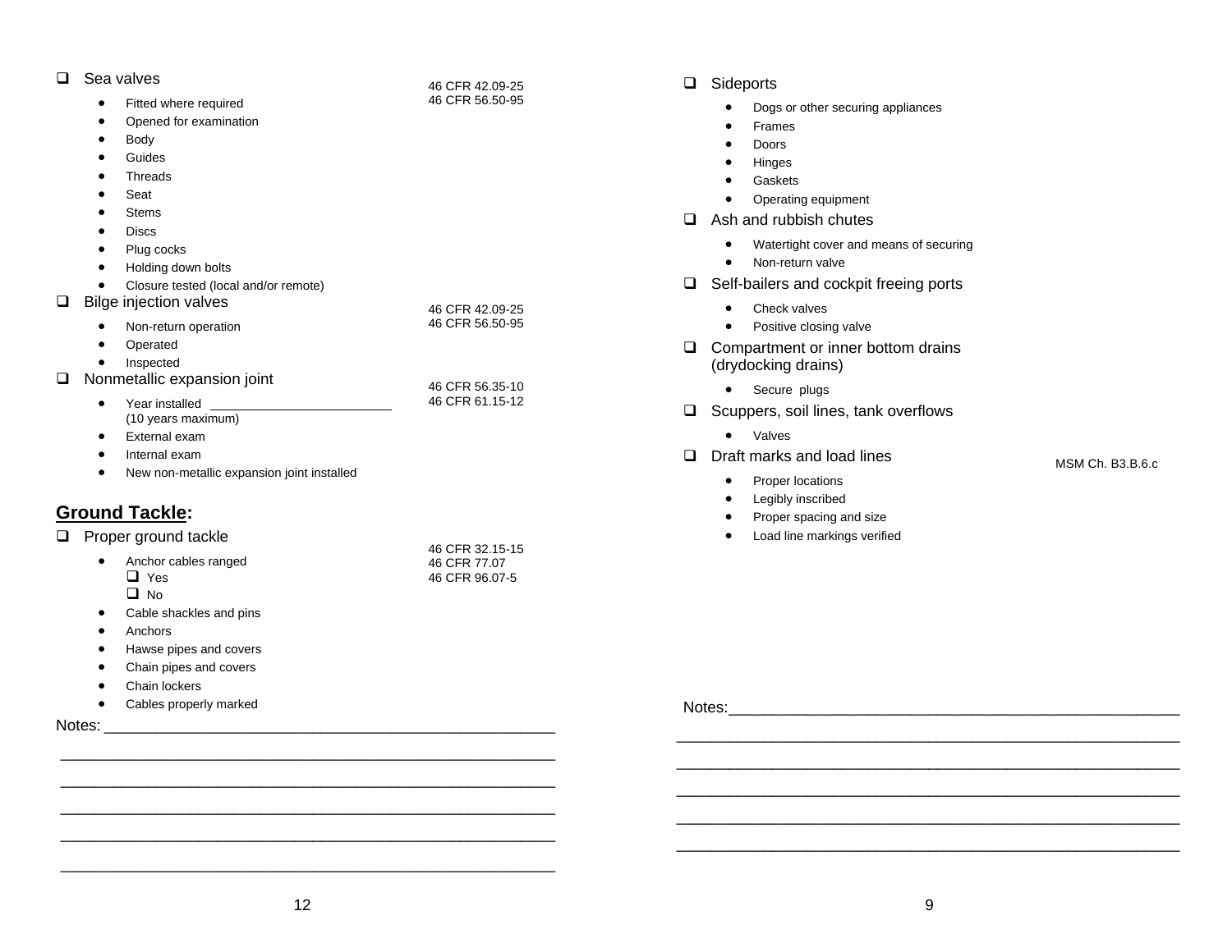- [ ] Sea valves

46 CFR 42.09-25
46 CFR 56.50-95

- Fitted where required
- Opened for examination
- Body
- Guides
- Threads
- Seat
- Stems
- Discs
- Plug cocks
- Holding down bolts
- Closure tested (local and/or remote)

- [ ] Bilge injection valves

46 CFR 42.09-25
46 CFR 56.50-95

- Non-return operation
- Operated
- Inspected

- [ ] Nonmetallic expansion joint

46 CFR 56.35-10
46 CFR 61.15-12

- Year installed ________________________ (10 years maximum)
- External exam
- Internal exam
- New non-metallic expansion joint installed

## Ground Tackle:

- [ ] Proper ground tackle

46 CFR 32.15-15
46 CFR 77.07
46 CFR 96.07-5

- Anchor cables ranged
  - [ ] Yes
  - [ ] No
- Cable shackles and pins
- Anchors
- Hawse pipes and covers
- Chain pipes and covers
- Chain lockers
- Cables properly marked

Notes: ____________________________________________________

____________________________________________________________

____________________________________________________________

____________________________________________________________

____________________________________________________________

____________________________________________________________

- [ ] Sideports
  - Dogs or other securing appliances
  - Frames
  - Doors
  - Hinges
  - Gaskets
  - Operating equipment
- [ ] Ash and rubbish chutes
  - Watertight cover and means of securing
  - Non-return valve
- [ ] Self-bailers and cockpit freeing ports
  - Check valves
  - Positive closing valve
- [ ] Compartment or inner bottom drains (drydocking drains)
  - Secure plugs
- [ ] Scuppers, soil lines, tank overflows
  - Valves
- [ ] Draft marks and load lines

MSM Ch. B3.B.6.c

- Proper locations
- Legibly inscribed
- Proper spacing and size
- Load line markings verified

Notes:____________________________________________________

____________________________________________________________

____________________________________________________________

____________________________________________________________

____________________________________________________________

____________________________________________________________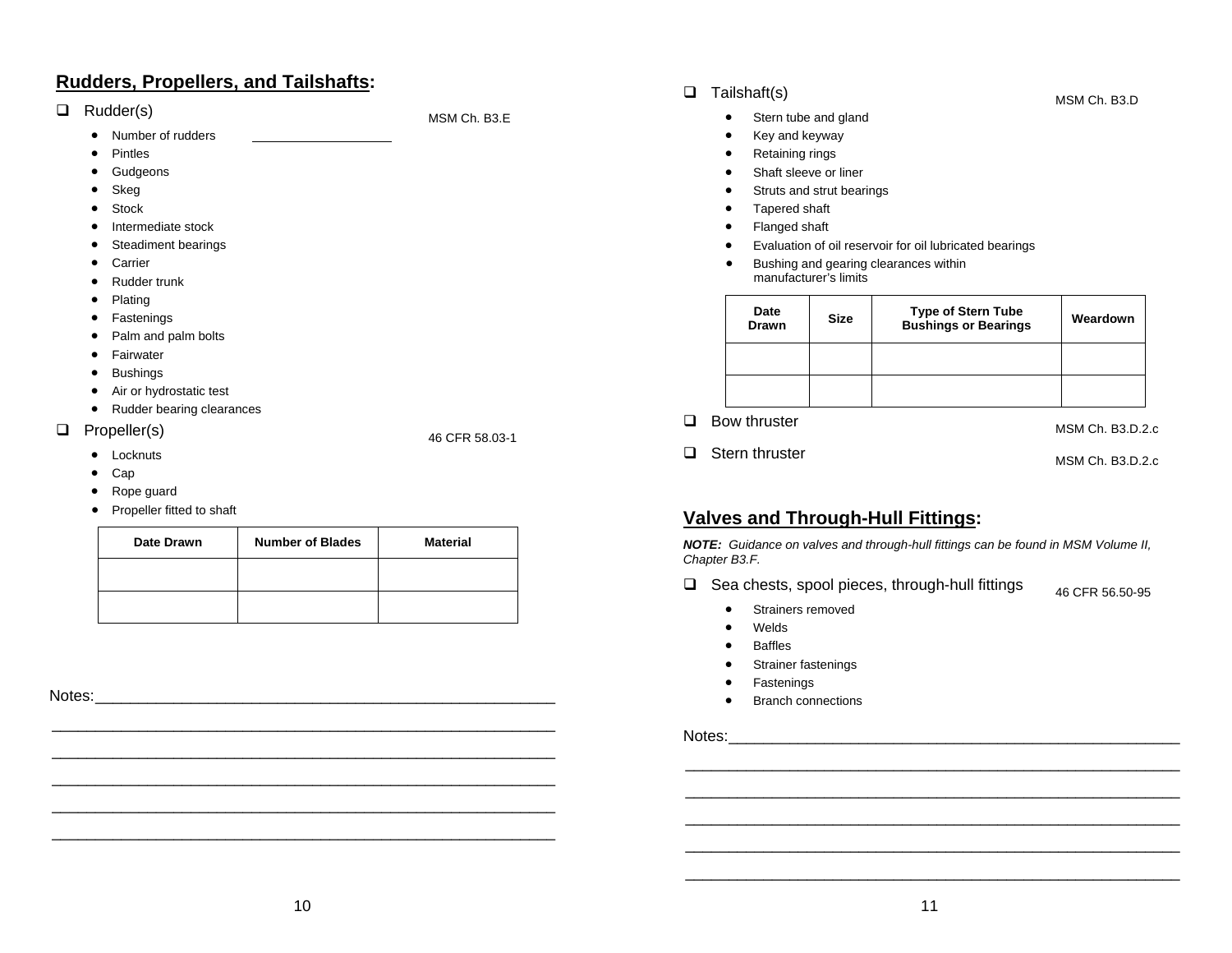## Rudders, Propellers, and Tailshafts:

- ❑ Rudder(s) — MSM Ch. B3.E
  - Number of rudders ____________
  - Pintles
  - Gudgeons
  - Skeg
  - Stock
  - Intermediate stock
  - Steadiment bearings
  - Carrier
  - Rudder trunk
  - Plating
  - Fastenings
  - Palm and palm bolts
  - Fairwater
  - Bushings
  - Air or hydrostatic test
  - Rudder bearing clearances
- ❑ Propeller(s) — 46 CFR 58.03-1
  - Locknuts
  - Cap
  - Rope guard
  - Propeller fitted to shaft

| Date Drawn | Number of Blades | Material |
|---|---|---|
| | | |
| | | |

Notes:________________________________________________________

______________________________________________________________

______________________________________________________________

______________________________________________________________

______________________________________________________________

______________________________________________________________

- ❑ Tailshaft(s) — MSM Ch. B3.D
  - Stern tube and gland
  - Key and keyway
  - Retaining rings
  - Shaft sleeve or liner
  - Struts and strut bearings
  - Tapered shaft
  - Flanged shaft
  - Evaluation of oil reservoir for oil lubricated bearings
  - Bushing and gearing clearances within manufacturer's limits

| Date Drawn | Size | Type of Stern Tube Bushings or Bearings | Weardown |
|---|---|---|---|
| | | | |
| | | | |

- ❑ Bow thruster — MSM Ch. B3.D.2.c
- ❑ Stern thruster — MSM Ch. B3.D.2.c

## Valves and Through-Hull Fittings:

***NOTE:*** *Guidance on valves and through-hull fittings can be found in MSM Volume II, Chapter B3.F.*

- ❑ Sea chests, spool pieces, through-hull fittings — 46 CFR 56.50-95
  - Strainers removed
  - Welds
  - Baffles
  - Strainer fastenings
  - Fastenings
  - Branch connections

Notes:________________________________________________________

______________________________________________________________

______________________________________________________________

______________________________________________________________

______________________________________________________________

______________________________________________________________